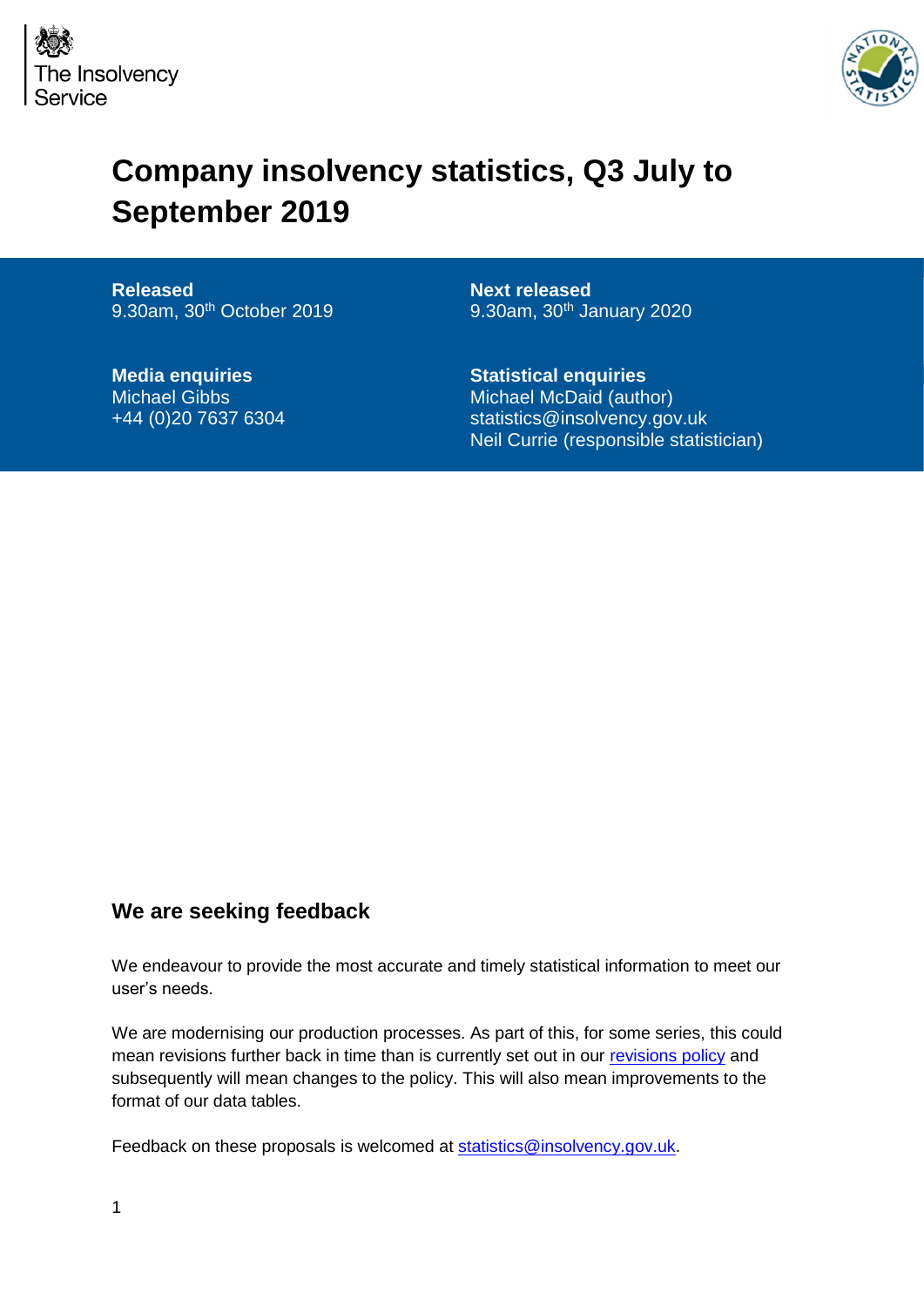The Insolvency Service

# Company insolvency statistics, Q3 July to September 2019

**Released**
9.30am, 30th October 2019

**Next released**
9.30am, 30th January 2020

**Media enquiries**
Michael Gibbs
+44 (0)20 7637 6304

**Statistical enquiries**
Michael McDaid (author)
statistics@insolvency.gov.uk
Neil Currie (responsible statistician)

## We are seeking feedback

We endeavour to provide the most accurate and timely statistical information to meet our user's needs.

We are modernising our production processes. As part of this, for some series, this could mean revisions further back in time than is currently set out in our revisions policy and subsequently will mean changes to the policy. This will also mean improvements to the format of our data tables.

Feedback on these proposals is welcomed at statistics@insolvency.gov.uk.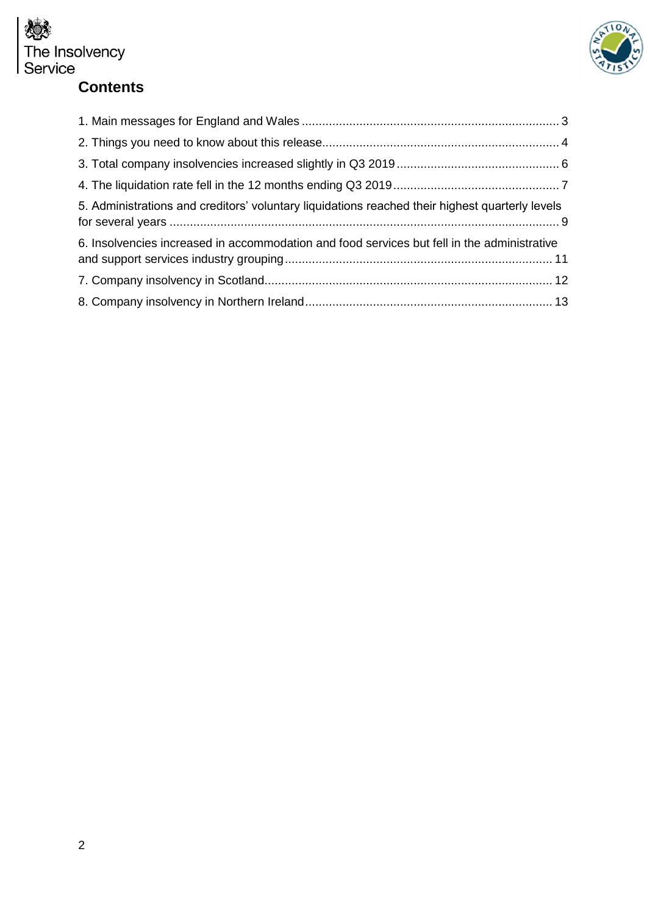## Contents

1. Main messages for England and Wales ... 3
2. Things you need to know about this release ... 4
3. Total company insolvencies increased slightly in Q3 2019 ... 6
4. The liquidation rate fell in the 12 months ending Q3 2019 ... 7
5. Administrations and creditors' voluntary liquidations reached their highest quarterly levels for several years ... 9
6. Insolvencies increased in accommodation and food services but fell in the administrative and support services industry grouping ... 11
7. Company insolvency in Scotland ... 12
8. Company insolvency in Northern Ireland ... 13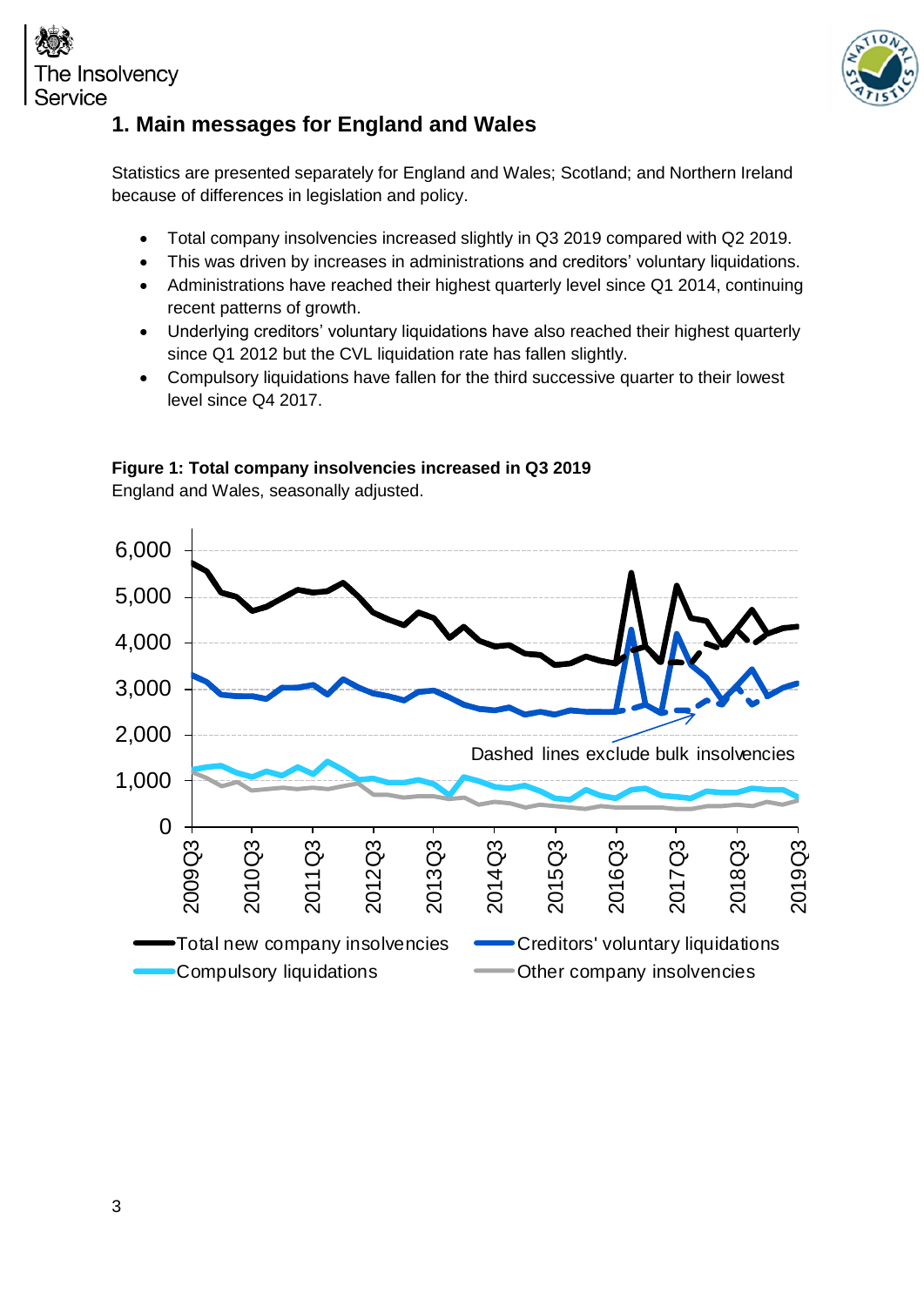## 1. Main messages for England and Wales

Statistics are presented separately for England and Wales; Scotland; and Northern Ireland because of differences in legislation and policy.

- Total company insolvencies increased slightly in Q3 2019 compared with Q2 2019.
- This was driven by increases in administrations and creditors' voluntary liquidations.
- Administrations have reached their highest quarterly level since Q1 2014, continuing recent patterns of growth.
- Underlying creditors' voluntary liquidations have also reached their highest quarterly since Q1 2012 but the CVL liquidation rate has fallen slightly.
- Compulsory liquidations have fallen for the third successive quarter to their lowest level since Q4 2017.

**Figure 1: Total company insolvencies increased in Q3 2019**

England and Wales, seasonally adjusted.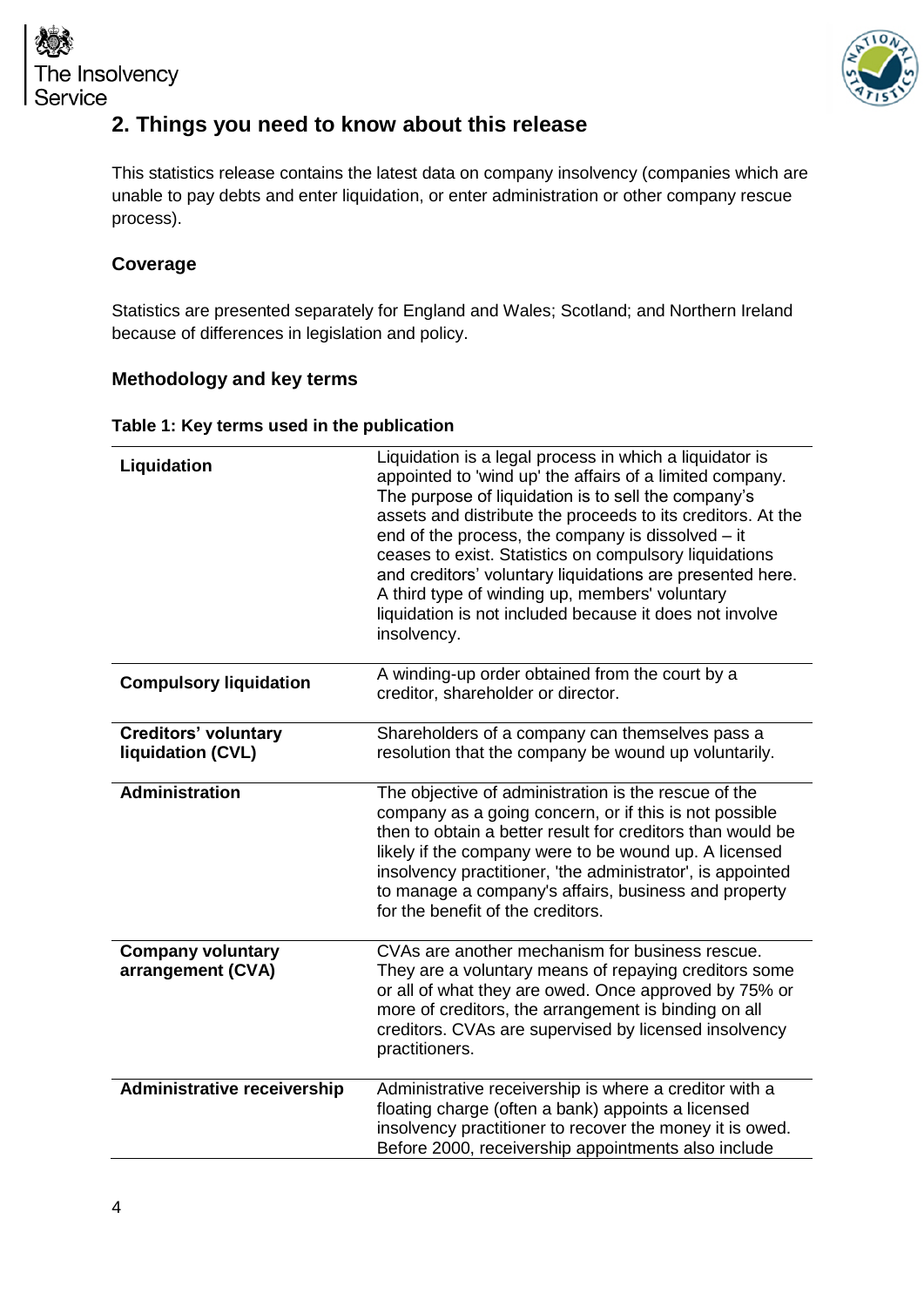## 2. Things you need to know about this release

This statistics release contains the latest data on company insolvency (companies which are unable to pay debts and enter liquidation, or enter administration or other company rescue process).

### Coverage

Statistics are presented separately for England and Wales; Scotland; and Northern Ireland because of differences in legislation and policy.

### Methodology and key terms

**Table 1: Key terms used in the publication**

| | |
|---|---|
| **Liquidation** | Liquidation is a legal process in which a liquidator is appointed to 'wind up' the affairs of a limited company. The purpose of liquidation is to sell the company's assets and distribute the proceeds to its creditors. At the end of the process, the company is dissolved – it ceases to exist. Statistics on compulsory liquidations and creditors' voluntary liquidations are presented here. A third type of winding up, members' voluntary liquidation is not included because it does not involve insolvency. |
| **Compulsory liquidation** | A winding-up order obtained from the court by a creditor, shareholder or director. |
| **Creditors' voluntary liquidation (CVL)** | Shareholders of a company can themselves pass a resolution that the company be wound up voluntarily. |
| **Administration** | The objective of administration is the rescue of the company as a going concern, or if this is not possible then to obtain a better result for creditors than would be likely if the company were to be wound up. A licensed insolvency practitioner, 'the administrator', is appointed to manage a company's affairs, business and property for the benefit of the creditors. |
| **Company voluntary arrangement (CVA)** | CVAs are another mechanism for business rescue. They are a voluntary means of repaying creditors some or all of what they are owed. Once approved by 75% or more of creditors, the arrangement is binding on all creditors. CVAs are supervised by licensed insolvency practitioners. |
| **Administrative receivership** | Administrative receivership is where a creditor with a floating charge (often a bank) appoints a licensed insolvency practitioner to recover the money it is owed. Before 2000, receivership appointments also include |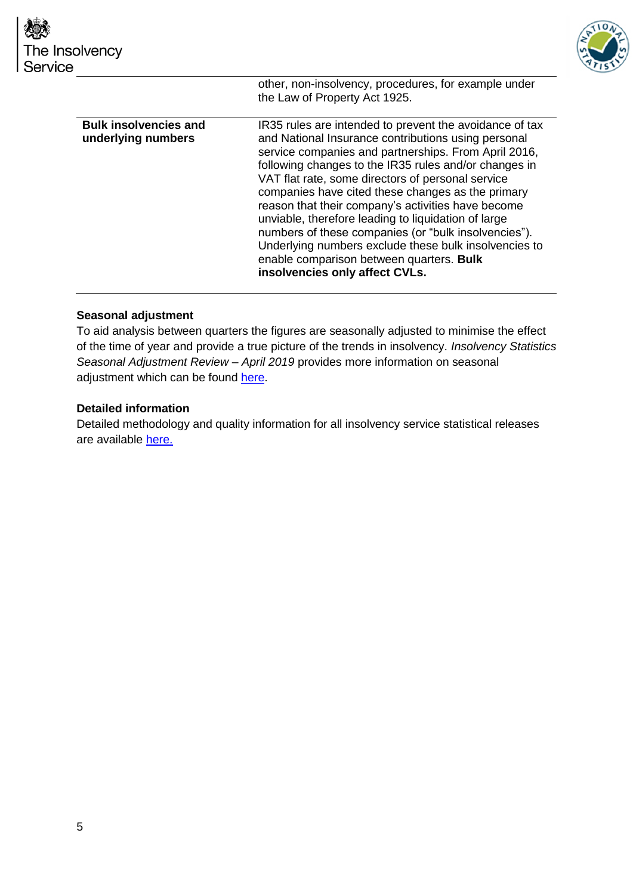| | |
|---|---|
| | other, non-insolvency, procedures, for example under the Law of Property Act 1925. |
| **Bulk insolvencies and underlying numbers** | IR35 rules are intended to prevent the avoidance of tax and National Insurance contributions using personal service companies and partnerships. From April 2016, following changes to the IR35 rules and/or changes in VAT flat rate, some directors of personal service companies have cited these changes as the primary reason that their company's activities have become unviable, therefore leading to liquidation of large numbers of these companies (or "bulk insolvencies"). Underlying numbers exclude these bulk insolvencies to enable comparison between quarters. **Bulk insolvencies only affect CVLs.** |

**Seasonal adjustment**

To aid analysis between quarters the figures are seasonally adjusted to minimise the effect of the time of year and provide a true picture of the trends in insolvency. *Insolvency Statistics Seasonal Adjustment Review – April 2019* provides more information on seasonal adjustment which can be found here.

**Detailed information**

Detailed methodology and quality information for all insolvency service statistical releases are available here.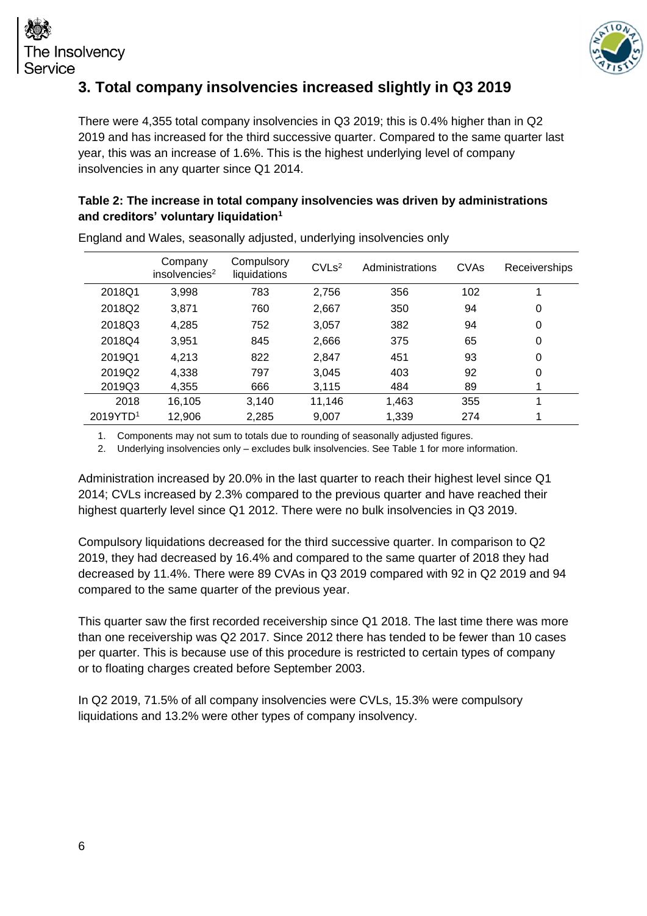## 3. Total company insolvencies increased slightly in Q3 2019

There were 4,355 total company insolvencies in Q3 2019; this is 0.4% higher than in Q2 2019 and has increased for the third successive quarter. Compared to the same quarter last year, this was an increase of 1.6%. This is the highest underlying level of company insolvencies in any quarter since Q1 2014.

**Table 2: The increase in total company insolvencies was driven by administrations and creditors' voluntary liquidation[1]**

England and Wales, seasonally adjusted, underlying insolvencies only

| | Company insolvencies[2] | Compulsory liquidations | CVLs[2] | Administrations | CVAs | Receiverships |
|---|---|---|---|---|---|---|
| 2018Q1 | 3,998 | 783 | 2,756 | 356 | 102 | 1 |
| 2018Q2 | 3,871 | 760 | 2,667 | 350 | 94 | 0 |
| 2018Q3 | 4,285 | 752 | 3,057 | 382 | 94 | 0 |
| 2018Q4 | 3,951 | 845 | 2,666 | 375 | 65 | 0 |
| 2019Q1 | 4,213 | 822 | 2,847 | 451 | 93 | 0 |
| 2019Q2 | 4,338 | 797 | 3,045 | 403 | 92 | 0 |
| 2019Q3 | 4,355 | 666 | 3,115 | 484 | 89 | 1 |
| 2018 | 16,105 | 3,140 | 11,146 | 1,463 | 355 | 1 |
| 2019YTD[1] | 12,906 | 2,285 | 9,007 | 1,339 | 274 | 1 |

1. Components may not sum to totals due to rounding of seasonally adjusted figures.
2. Underlying insolvencies only – excludes bulk insolvencies. See Table 1 for more information.

Administration increased by 20.0% in the last quarter to reach their highest level since Q1 2014; CVLs increased by 2.3% compared to the previous quarter and have reached their highest quarterly level since Q1 2012. There were no bulk insolvencies in Q3 2019.

Compulsory liquidations decreased for the third successive quarter. In comparison to Q2 2019, they had decreased by 16.4% and compared to the same quarter of 2018 they had decreased by 11.4%. There were 89 CVAs in Q3 2019 compared with 92 in Q2 2019 and 94 compared to the same quarter of the previous year.

This quarter saw the first recorded receivership since Q1 2018. The last time there was more than one receivership was Q2 2017. Since 2012 there has tended to be fewer than 10 cases per quarter. This is because use of this procedure is restricted to certain types of company or to floating charges created before September 2003.

In Q2 2019, 71.5% of all company insolvencies were CVLs, 15.3% were compulsory liquidations and 13.2% were other types of company insolvency.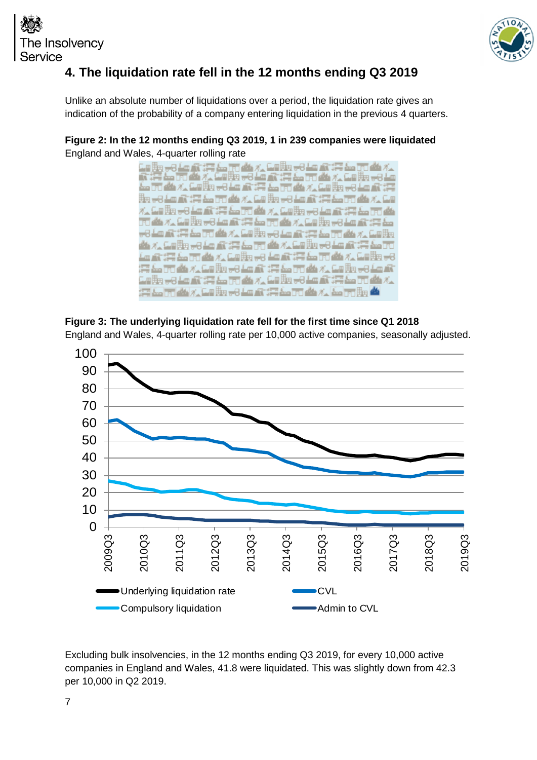## 4. The liquidation rate fell in the 12 months ending Q3 2019

Unlike an absolute number of liquidations over a period, the liquidation rate gives an indication of the probability of a company entering liquidation in the previous 4 quarters.

**Figure 2: In the 12 months ending Q3 2019, 1 in 239 companies were liquidated**
England and Wales, 4-quarter rolling rate

**Figure 3: The underlying liquidation rate fell for the first time since Q1 2018**
England and Wales, 4-quarter rolling rate per 10,000 active companies, seasonally adjusted.

Excluding bulk insolvencies, in the 12 months ending Q3 2019, for every 10,000 active companies in England and Wales, 41.8 were liquidated. This was slightly down from 42.3 per 10,000 in Q2 2019.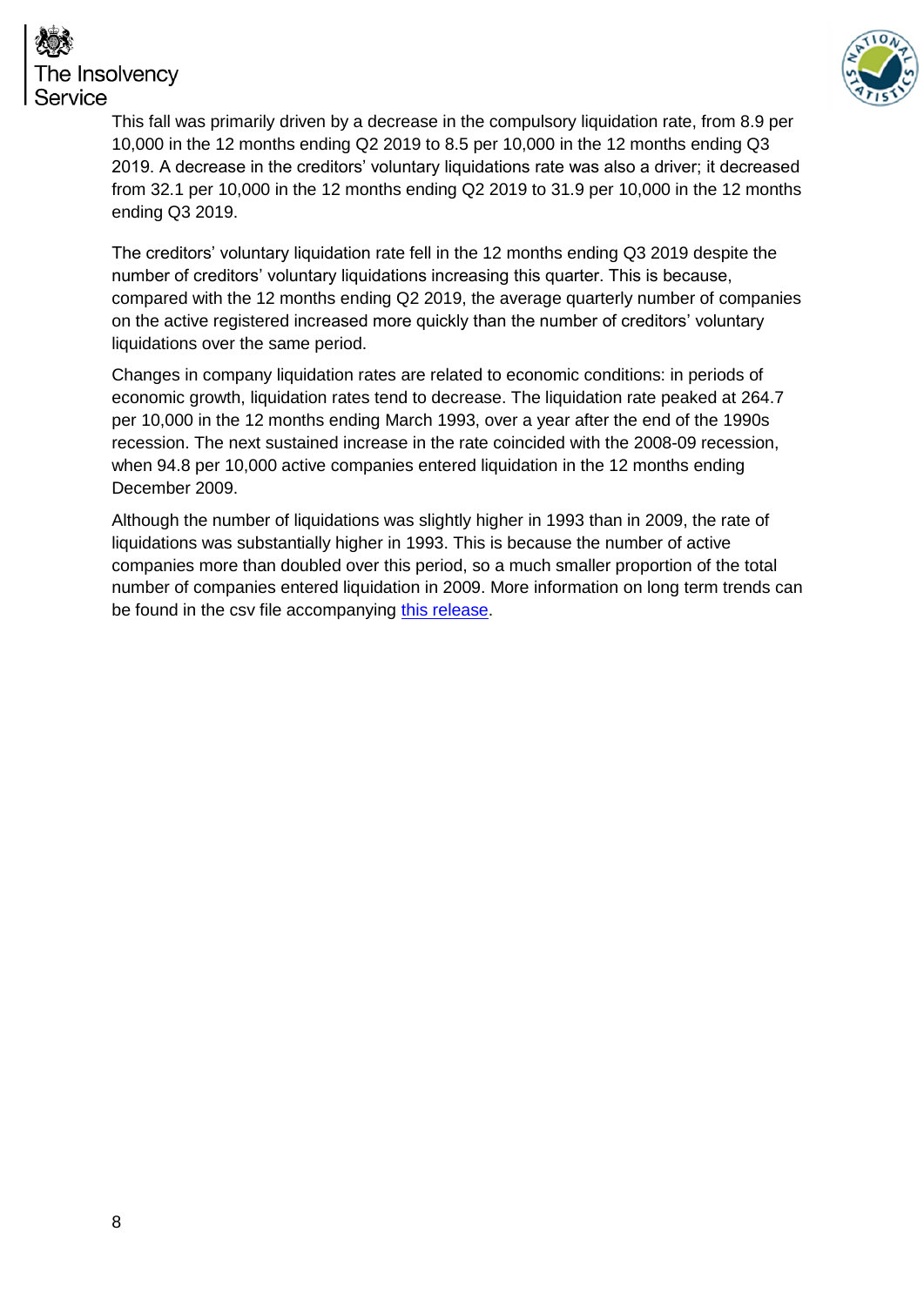This fall was primarily driven by a decrease in the compulsory liquidation rate, from 8.9 per 10,000 in the 12 months ending Q2 2019 to 8.5 per 10,000 in the 12 months ending Q3 2019. A decrease in the creditors' voluntary liquidations rate was also a driver; it decreased from 32.1 per 10,000 in the 12 months ending Q2 2019 to 31.9 per 10,000 in the 12 months ending Q3 2019.

The creditors' voluntary liquidation rate fell in the 12 months ending Q3 2019 despite the number of creditors' voluntary liquidations increasing this quarter. This is because, compared with the 12 months ending Q2 2019, the average quarterly number of companies on the active registered increased more quickly than the number of creditors' voluntary liquidations over the same period.

Changes in company liquidation rates are related to economic conditions: in periods of economic growth, liquidation rates tend to decrease. The liquidation rate peaked at 264.7 per 10,000 in the 12 months ending March 1993, over a year after the end of the 1990s recession. The next sustained increase in the rate coincided with the 2008-09 recession, when 94.8 per 10,000 active companies entered liquidation in the 12 months ending December 2009.

Although the number of liquidations was slightly higher in 1993 than in 2009, the rate of liquidations was substantially higher in 1993. This is because the number of active companies more than doubled over this period, so a much smaller proportion of the total number of companies entered liquidation in 2009. More information on long term trends can be found in the csv file accompanying [this release](this release).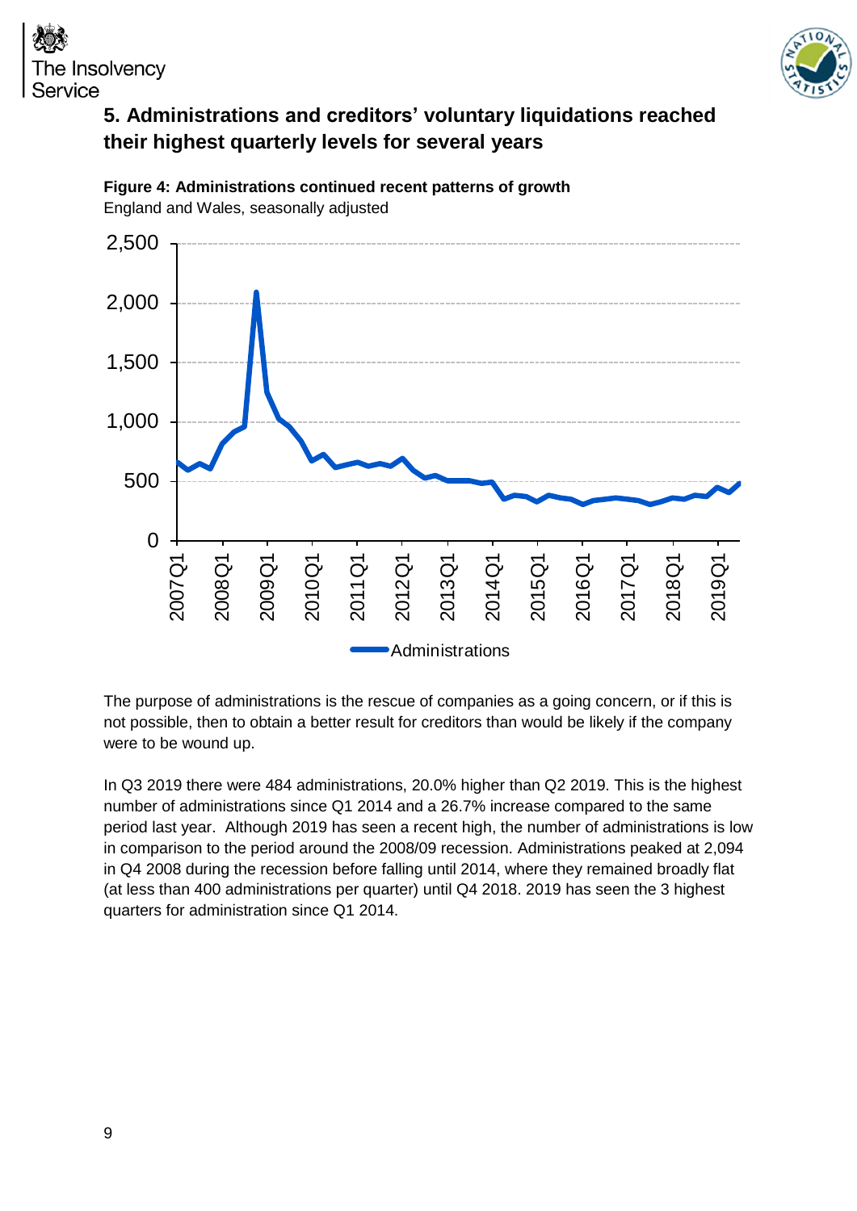## 5. Administrations and creditors' voluntary liquidations reached their highest quarterly levels for several years

**Figure 4: Administrations continued recent patterns of growth**
England and Wales, seasonally adjusted

The purpose of administrations is the rescue of companies as a going concern, or if this is not possible, then to obtain a better result for creditors than would be likely if the company were to be wound up.

In Q3 2019 there were 484 administrations, 20.0% higher than Q2 2019. This is the highest number of administrations since Q1 2014 and a 26.7% increase compared to the same period last year. Although 2019 has seen a recent high, the number of administrations is low in comparison to the period around the 2008/09 recession. Administrations peaked at 2,094 in Q4 2008 during the recession before falling until 2014, where they remained broadly flat (at less than 400 administrations per quarter) until Q4 2018. 2019 has seen the 3 highest quarters for administration since Q1 2014.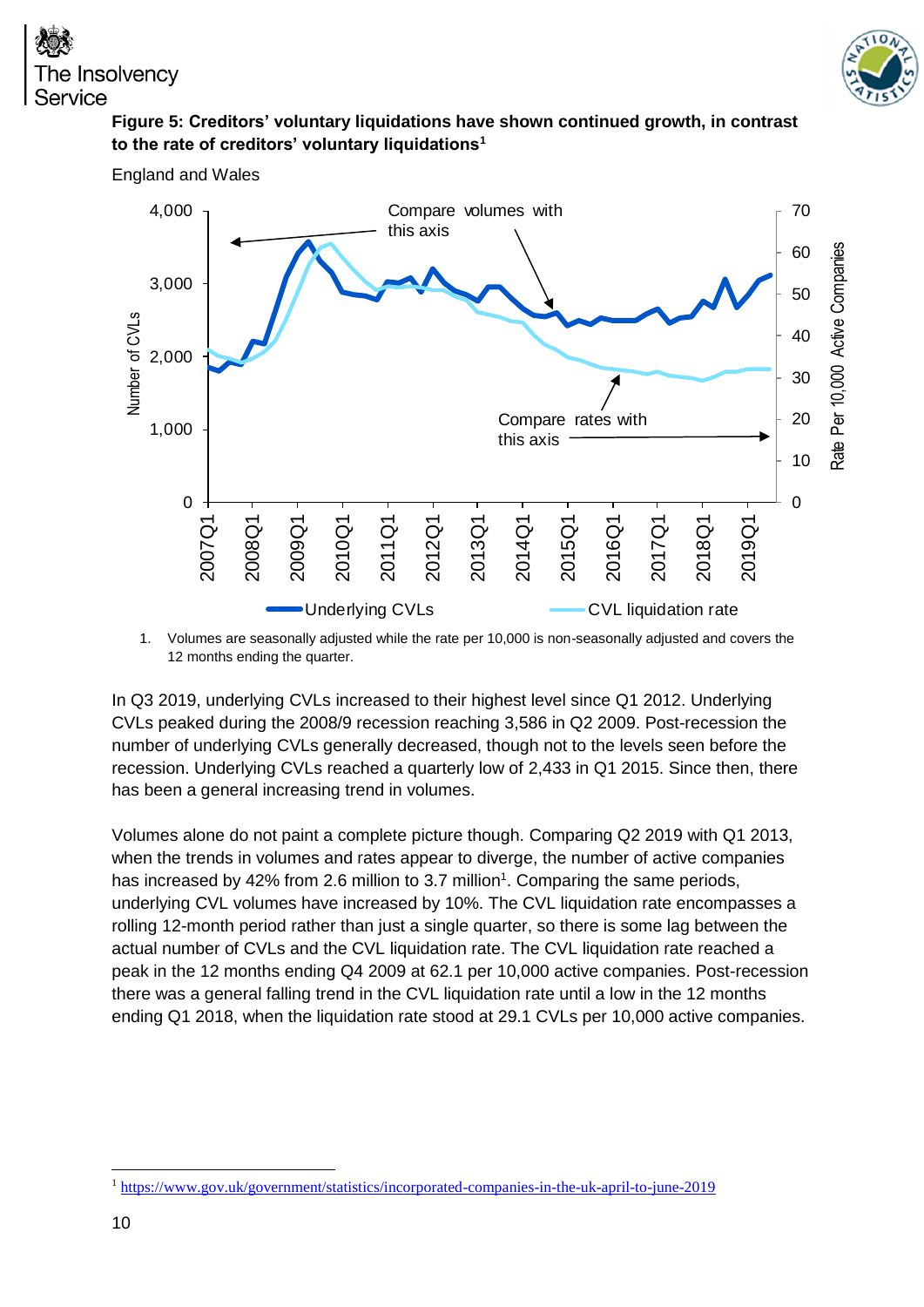**Figure 5: Creditors' voluntary liquidations have shown continued growth, in contrast to the rate of creditors' voluntary liquidations[1]**

England and Wales

1. Volumes are seasonally adjusted while the rate per 10,000 is non-seasonally adjusted and covers the 12 months ending the quarter.

In Q3 2019, underlying CVLs increased to their highest level since Q1 2012. Underlying CVLs peaked during the 2008/9 recession reaching 3,586 in Q2 2009. Post-recession the number of underlying CVLs generally decreased, though not to the levels seen before the recession. Underlying CVLs reached a quarterly low of 2,433 in Q1 2015. Since then, there has been a general increasing trend in volumes.

Volumes alone do not paint a complete picture though. Comparing Q2 2019 with Q1 2013, when the trends in volumes and rates appear to diverge, the number of active companies has increased by 42% from 2.6 million to 3.7 million[1]. Comparing the same periods, underlying CVL volumes have increased by 10%. The CVL liquidation rate encompasses a rolling 12-month period rather than just a single quarter, so there is some lag between the actual number of CVLs and the CVL liquidation rate. The CVL liquidation rate reached a peak in the 12 months ending Q4 2009 at 62.1 per 10,000 active companies. Post-recession there was a general falling trend in the CVL liquidation rate until a low in the 12 months ending Q1 2018, when the liquidation rate stood at 29.1 CVLs per 10,000 active companies.

[1] https://www.gov.uk/government/statistics/incorporated-companies-in-the-uk-april-to-june-2019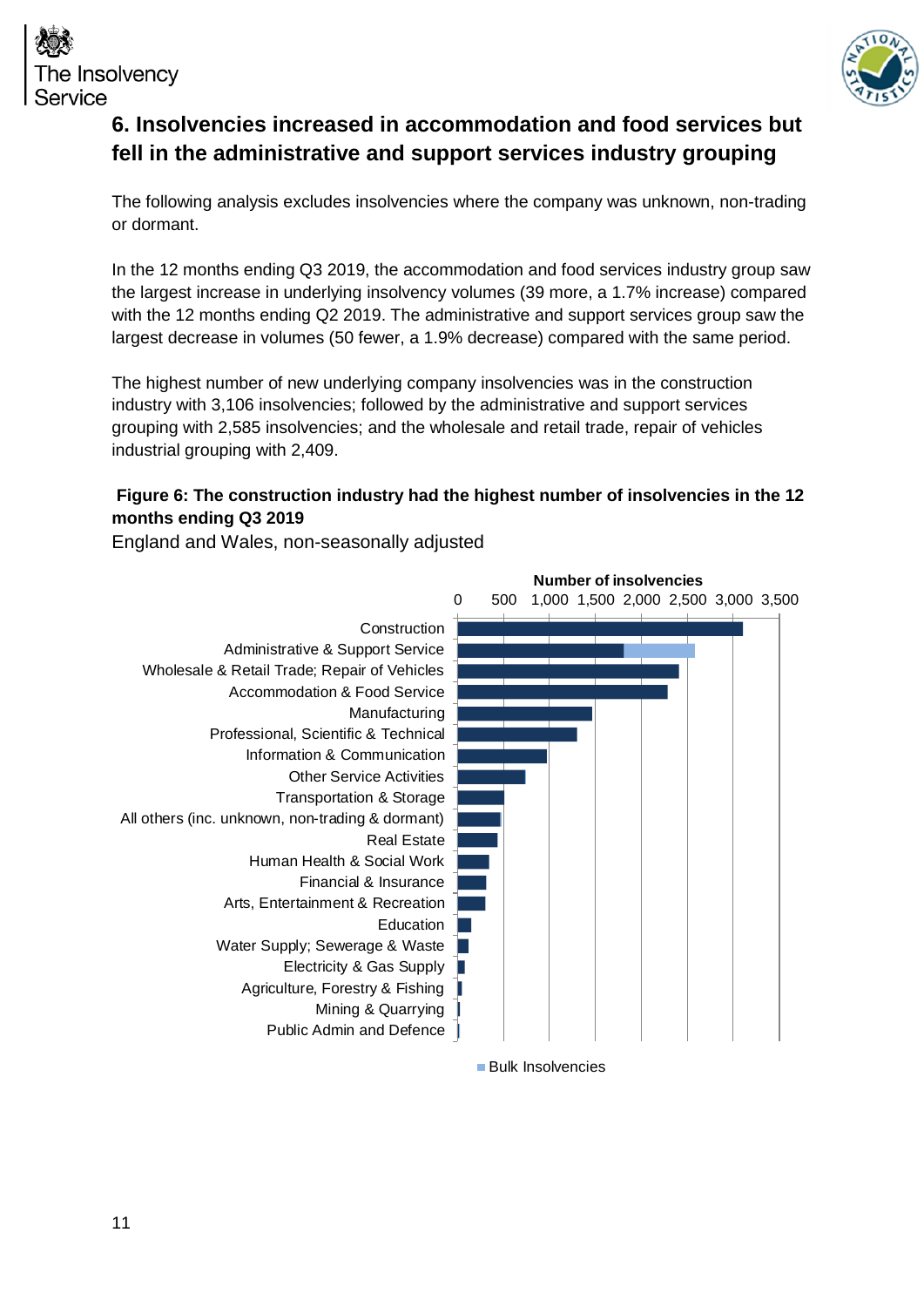## 6. Insolvencies increased in accommodation and food services but fell in the administrative and support services industry grouping

The following analysis excludes insolvencies where the company was unknown, non-trading or dormant.

In the 12 months ending Q3 2019, the accommodation and food services industry group saw the largest increase in underlying insolvency volumes (39 more, a 1.7% increase) compared with the 12 months ending Q2 2019. The administrative and support services group saw the largest decrease in volumes (50 fewer, a 1.9% decrease) compared with the same period.

The highest number of new underlying company insolvencies was in the construction industry with 3,106 insolvencies; followed by the administrative and support services grouping with 2,585 insolvencies; and the wholesale and retail trade, repair of vehicles industrial grouping with 2,409.

**Figure 6: The construction industry had the highest number of insolvencies in the 12 months ending Q3 2019**

England and Wales, non-seasonally adjusted

Number of insolvencies

0 500 1,000 1,500 2,000 2,500 3,000 3,500

Construction
Administrative & Support Service
Wholesale & Retail Trade; Repair of Vehicles
Accommodation & Food Service
Manufacturing
Professional, Scientific & Technical
Information & Communication
Other Service Activities
Transportation & Storage
All others (inc. unknown, non-trading & dormant)
Real Estate
Human Health & Social Work
Financial & Insurance
Arts, Entertainment & Recreation
Education
Water Supply; Sewerage & Waste
Electricity & Gas Supply
Agriculture, Forestry & Fishing
Mining & Quarrying
Public Admin and Defence

Bulk Insolvencies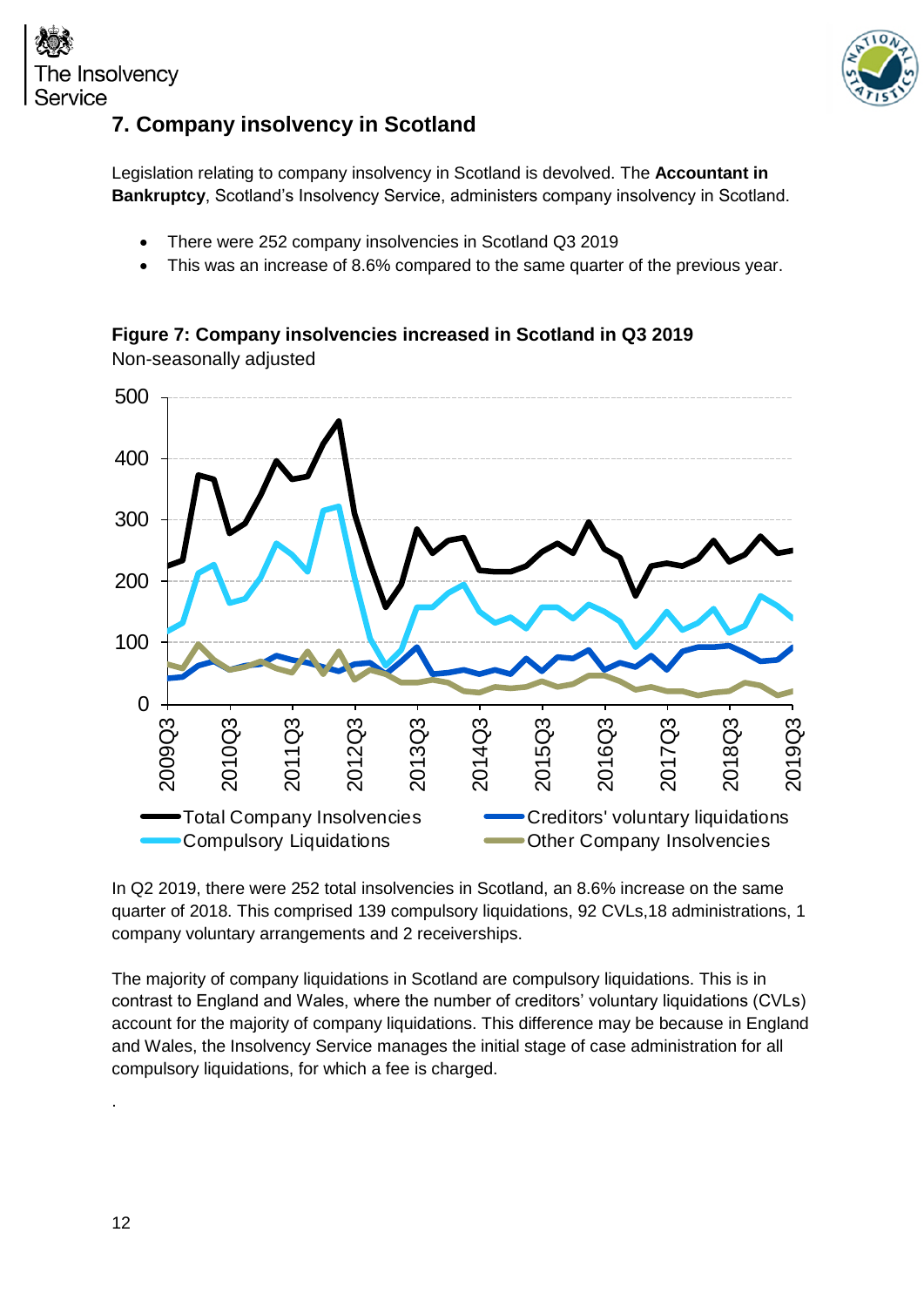## 7. Company insolvency in Scotland

Legislation relating to company insolvency in Scotland is devolved. The **Accountant in Bankruptcy**, Scotland's Insolvency Service, administers company insolvency in Scotland.

- There were 252 company insolvencies in Scotland Q3 2019
- This was an increase of 8.6% compared to the same quarter of the previous year.

**Figure 7: Company insolvencies increased in Scotland in Q3 2019**
Non-seasonally adjusted

In Q2 2019, there were 252 total insolvencies in Scotland, an 8.6% increase on the same quarter of 2018. This comprised 139 compulsory liquidations, 92 CVLs,18 administrations, 1 company voluntary arrangements and 2 receiverships.

The majority of company liquidations in Scotland are compulsory liquidations. This is in contrast to England and Wales, where the number of creditors' voluntary liquidations (CVLs) account for the majority of company liquidations. This difference may be because in England and Wales, the Insolvency Service manages the initial stage of case administration for all compulsory liquidations, for which a fee is charged.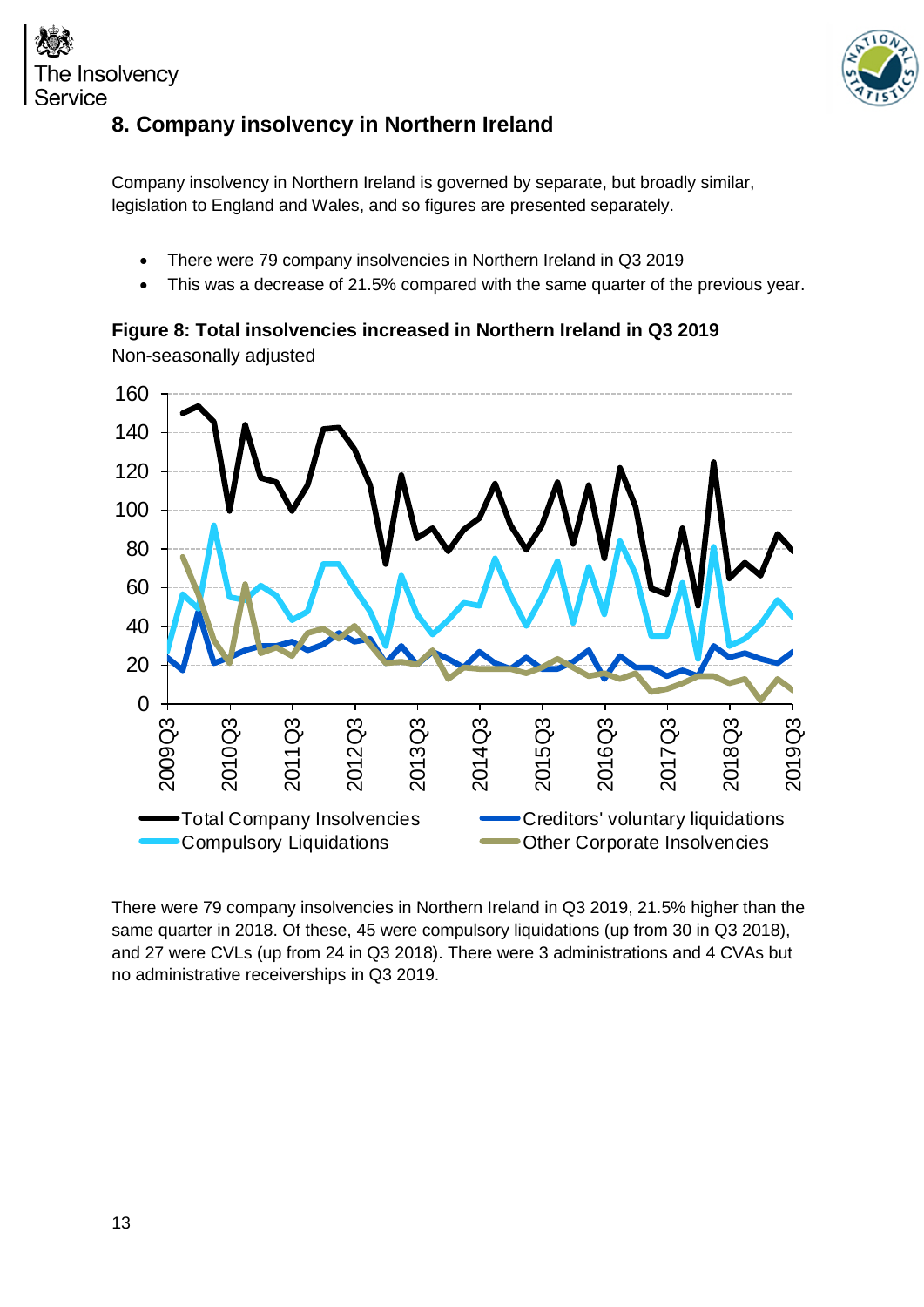## 8. Company insolvency in Northern Ireland

Company insolvency in Northern Ireland is governed by separate, but broadly similar, legislation to England and Wales, and so figures are presented separately.

- There were 79 company insolvencies in Northern Ireland in Q3 2019
- This was a decrease of 21.5% compared with the same quarter of the previous year.

**Figure 8: Total insolvencies increased in Northern Ireland in Q3 2019**

Non-seasonally adjusted

There were 79 company insolvencies in Northern Ireland in Q3 2019, 21.5% higher than the same quarter in 2018. Of these, 45 were compulsory liquidations (up from 30 in Q3 2018), and 27 were CVLs (up from 24 in Q3 2018). There were 3 administrations and 4 CVAs but no administrative receiverships in Q3 2019.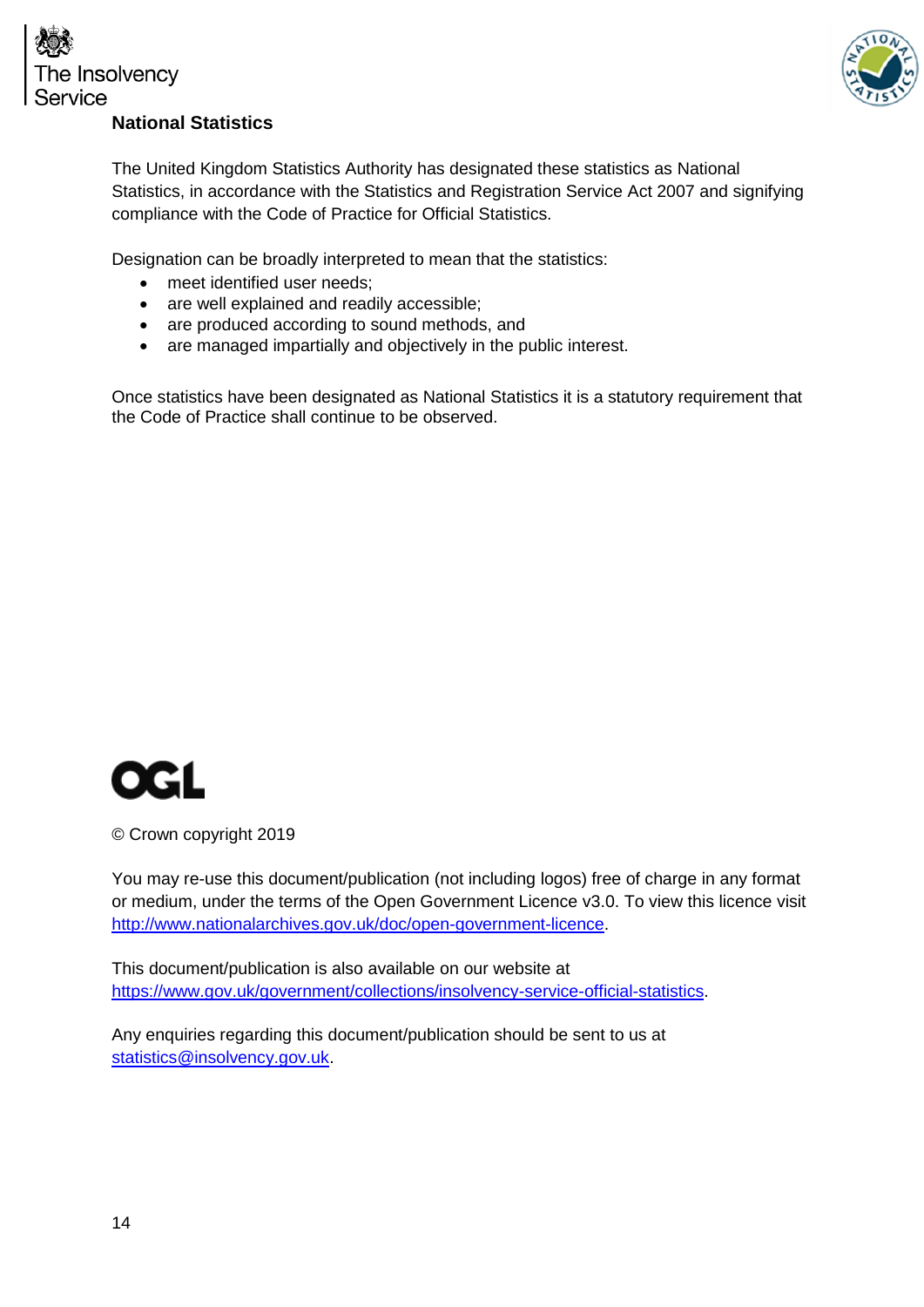## National Statistics

The United Kingdom Statistics Authority has designated these statistics as National Statistics, in accordance with the Statistics and Registration Service Act 2007 and signifying compliance with the Code of Practice for Official Statistics.

Designation can be broadly interpreted to mean that the statistics:

- meet identified user needs;
- are well explained and readily accessible;
- are produced according to sound methods, and
- are managed impartially and objectively in the public interest.

Once statistics have been designated as National Statistics it is a statutory requirement that the Code of Practice shall continue to be observed.

© Crown copyright 2019

You may re-use this document/publication (not including logos) free of charge in any format or medium, under the terms of the Open Government Licence v3.0. To view this licence visit http://www.nationalarchives.gov.uk/doc/open-government-licence.

This document/publication is also available on our website at https://www.gov.uk/government/collections/insolvency-service-official-statistics.

Any enquiries regarding this document/publication should be sent to us at statistics@insolvency.gov.uk.